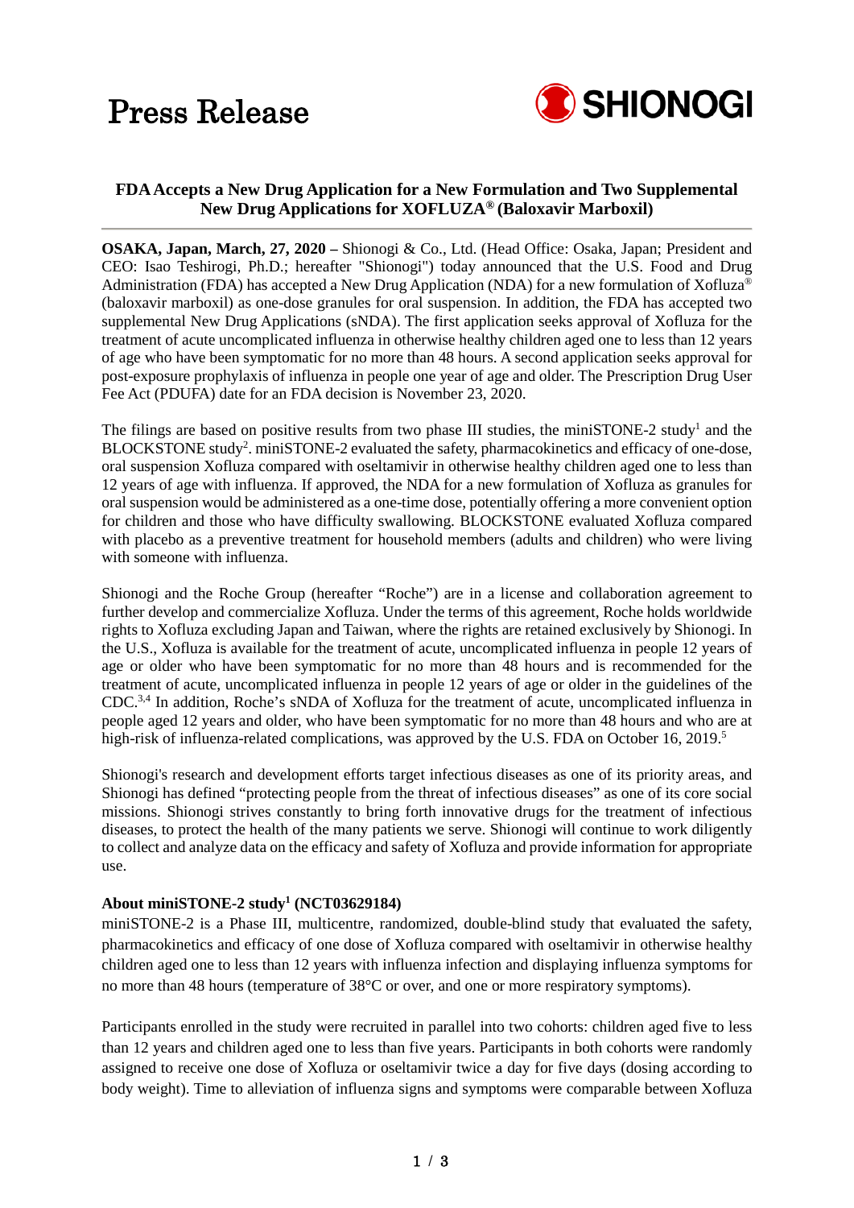# Press Release

SHIONOGI

## FDA Accepts a New Drug Application for a New Formulation and Two Supplemental New Drug Applications for XOFLUZA® (Baloxavir Marboxil)

**OSAKA, Japan, March, 27, 2020 –** Shionogi & Co., Ltd. (Head Office: Osaka, Japan; President and CEO: Isao Teshirogi, Ph.D.; hereafter "Shionogi") today announced that the U.S. Food and Drug Administration (FDA) has accepted a New Drug Application (NDA) for a new formulation of Xofluza® (baloxavir marboxil) as one-dose granules for oral suspension. In addition, the FDA has accepted two supplemental New Drug Applications (sNDA). The first application seeks approval of Xofluza for the treatment of acute uncomplicated influenza in otherwise healthy children aged one to less than 12 years of age who have been symptomatic for no more than 48 hours. A second application seeks approval for post-exposure prophylaxis of influenza in people one year of age and older. The Prescription Drug User Fee Act (PDUFA) date for an FDA decision is November 23, 2020.

The filings are based on positive results from two phase III studies, the miniSTONE-2 study[1] and the BLOCKSTONE study[2]. miniSTONE-2 evaluated the safety, pharmacokinetics and efficacy of one-dose, oral suspension Xofluza compared with oseltamivir in otherwise healthy children aged one to less than 12 years of age with influenza. If approved, the NDA for a new formulation of Xofluza as granules for oral suspension would be administered as a one-time dose, potentially offering a more convenient option for children and those who have difficulty swallowing. BLOCKSTONE evaluated Xofluza compared with placebo as a preventive treatment for household members (adults and children) who were living with someone with influenza.

Shionogi and the Roche Group (hereafter "Roche") are in a license and collaboration agreement to further develop and commercialize Xofluza. Under the terms of this agreement, Roche holds worldwide rights to Xofluza excluding Japan and Taiwan, where the rights are retained exclusively by Shionogi. In the U.S., Xofluza is available for the treatment of acute, uncomplicated influenza in people 12 years of age or older who have been symptomatic for no more than 48 hours and is recommended for the treatment of acute, uncomplicated influenza in people 12 years of age or older in the guidelines of the CDC.[3,4] In addition, Roche's sNDA of Xofluza for the treatment of acute, uncomplicated influenza in people aged 12 years and older, who have been symptomatic for no more than 48 hours and who are at high-risk of influenza-related complications, was approved by the U.S. FDA on October 16, 2019.[5]

Shionogi's research and development efforts target infectious diseases as one of its priority areas, and Shionogi has defined "protecting people from the threat of infectious diseases" as one of its core social missions. Shionogi strives constantly to bring forth innovative drugs for the treatment of infectious diseases, to protect the health of the many patients we serve. Shionogi will continue to work diligently to collect and analyze data on the efficacy and safety of Xofluza and provide information for appropriate use.

### About miniSTONE-2 study[1] (NCT03629184)

miniSTONE-2 is a Phase III, multicentre, randomized, double-blind study that evaluated the safety, pharmacokinetics and efficacy of one dose of Xofluza compared with oseltamivir in otherwise healthy children aged one to less than 12 years with influenza infection and displaying influenza symptoms for no more than 48 hours (temperature of 38°C or over, and one or more respiratory symptoms).

Participants enrolled in the study were recruited in parallel into two cohorts: children aged five to less than 12 years and children aged one to less than five years. Participants in both cohorts were randomly assigned to receive one dose of Xofluza or oseltamivir twice a day for five days (dosing according to body weight). Time to alleviation of influenza signs and symptoms were comparable between Xofluza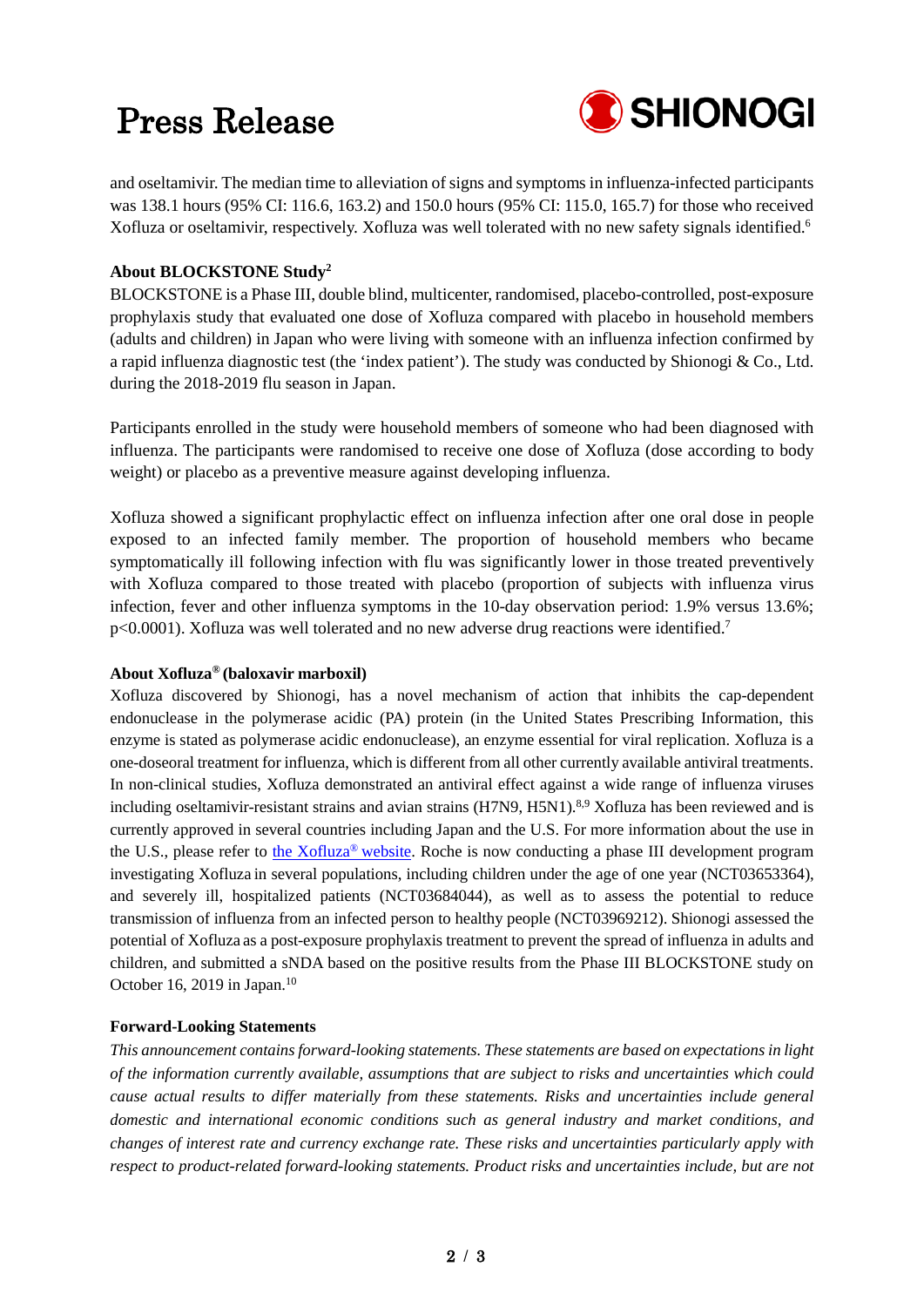and oseltamivir. The median time to alleviation of signs and symptoms in influenza-infected participants was 138.1 hours (95% CI: 116.6, 163.2) and 150.0 hours (95% CI: 115.0, 165.7) for those who received Xofluza or oseltamivir, respectively. Xofluza was well tolerated with no new safety signals identified.[6]

**About BLOCKSTONE Study[2]**

BLOCKSTONE is a Phase III, double blind, multicenter, randomised, placebo-controlled, post-exposure prophylaxis study that evaluated one dose of Xofluza compared with placebo in household members (adults and children) in Japan who were living with someone with an influenza infection confirmed by a rapid influenza diagnostic test (the 'index patient'). The study was conducted by Shionogi & Co., Ltd. during the 2018-2019 flu season in Japan.

Participants enrolled in the study were household members of someone who had been diagnosed with influenza. The participants were randomised to receive one dose of Xofluza (dose according to body weight) or placebo as a preventive measure against developing influenza.

Xofluza showed a significant prophylactic effect on influenza infection after one oral dose in people exposed to an infected family member. The proportion of household members who became symptomatically ill following infection with flu was significantly lower in those treated preventively with Xofluza compared to those treated with placebo (proportion of subjects with influenza virus infection, fever and other influenza symptoms in the 10-day observation period: 1.9% versus 13.6%; $p<0.0001$). Xofluza was well tolerated and no new adverse drug reactions were identified.[7]

**About Xofluza® (baloxavir marboxil)**

Xofluza discovered by Shionogi, has a novel mechanism of action that inhibits the cap-dependent endonuclease in the polymerase acidic (PA) protein (in the United States Prescribing Information, this enzyme is stated as polymerase acidic endonuclease), an enzyme essential for viral replication. Xofluza is a one-doseoral treatment for influenza, which is different from all other currently available antiviral treatments. In non-clinical studies, Xofluza demonstrated an antiviral effect against a wide range of influenza viruses including oseltamivir-resistant strains and avian strains (H7N9, H5N1).[8,9] Xofluza has been reviewed and is currently approved in several countries including Japan and the U.S. For more information about the use in the U.S., please refer to the Xofluza® website. Roche is now conducting a phase III development program investigating Xofluza in several populations, including children under the age of one year (NCT03653364), and severely ill, hospitalized patients (NCT03684044), as well as to assess the potential to reduce transmission of influenza from an infected person to healthy people (NCT03969212). Shionogi assessed the potential of Xofluza as a post-exposure prophylaxis treatment to prevent the spread of influenza in adults and children, and submitted a sNDA based on the positive results from the Phase III BLOCKSTONE study on October 16, 2019 in Japan.[10]

**Forward-Looking Statements**

*This announcement contains forward-looking statements. These statements are based on expectations in light of the information currently available, assumptions that are subject to risks and uncertainties which could cause actual results to differ materially from these statements. Risks and uncertainties include general domestic and international economic conditions such as general industry and market conditions, and changes of interest rate and currency exchange rate. These risks and uncertainties particularly apply with respect to product-related forward-looking statements. Product risks and uncertainties include, but are not*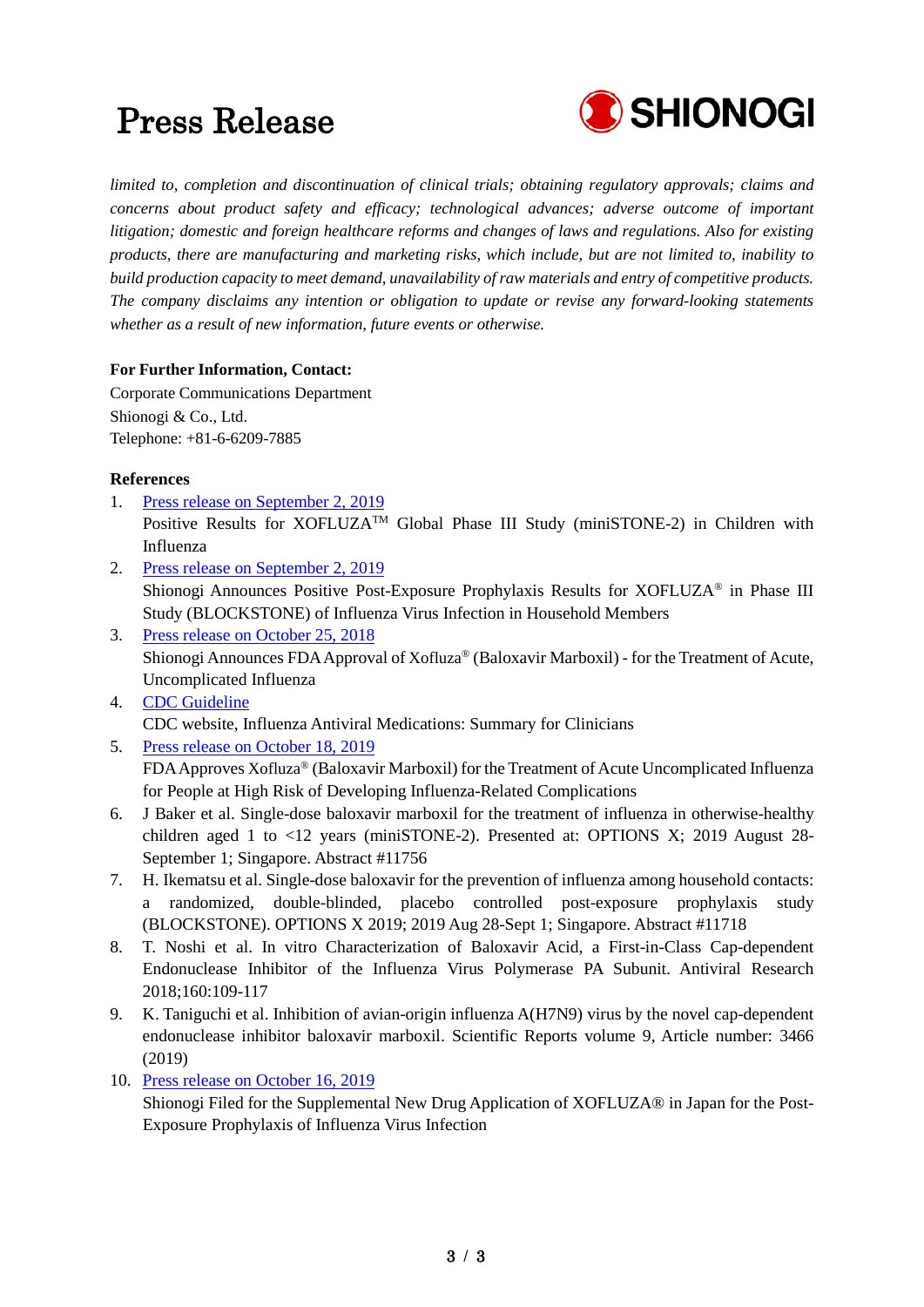*limited to, completion and discontinuation of clinical trials; obtaining regulatory approvals; claims and concerns about product safety and efficacy; technological advances; adverse outcome of important litigation; domestic and foreign healthcare reforms and changes of laws and regulations. Also for existing products, there are manufacturing and marketing risks, which include, but are not limited to, inability to build production capacity to meet demand, unavailability of raw materials and entry of competitive products. The company disclaims any intention or obligation to update or revise any forward-looking statements whether as a result of new information, future events or otherwise.*

**For Further Information, Contact:**

Corporate Communications Department
Shionogi & Co., Ltd.
Telephone: +81-6-6209-7885

**References**

1. Press release on September 2, 2019
   Positive Results for XOFLUZA™ Global Phase III Study (miniSTONE-2) in Children with Influenza
2. Press release on September 2, 2019
   Shionogi Announces Positive Post-Exposure Prophylaxis Results for XOFLUZA® in Phase III Study (BLOCKSTONE) of Influenza Virus Infection in Household Members
3. Press release on October 25, 2018
   Shionogi Announces FDA Approval of Xofluza® (Baloxavir Marboxil) - for the Treatment of Acute, Uncomplicated Influenza
4. CDC Guideline
   CDC website, Influenza Antiviral Medications: Summary for Clinicians
5. Press release on October 18, 2019
   FDA Approves Xofluza® (Baloxavir Marboxil) for the Treatment of Acute Uncomplicated Influenza for People at High Risk of Developing Influenza-Related Complications
6. J Baker et al. Single-dose baloxavir marboxil for the treatment of influenza in otherwise-healthy children aged 1 to <12 years (miniSTONE-2). Presented at: OPTIONS X; 2019 August 28-September 1; Singapore. Abstract #11756
7. H. Ikematsu et al. Single-dose baloxavir for the prevention of influenza among household contacts: a randomized, double-blinded, placebo controlled post-exposure prophylaxis study (BLOCKSTONE). OPTIONS X 2019; 2019 Aug 28-Sept 1; Singapore. Abstract #11718
8. T. Noshi et al. In vitro Characterization of Baloxavir Acid, a First-in-Class Cap-dependent Endonuclease Inhibitor of the Influenza Virus Polymerase PA Subunit. Antiviral Research 2018;160:109-117
9. K. Taniguchi et al. Inhibition of avian-origin influenza A(H7N9) virus by the novel cap-dependent endonuclease inhibitor baloxavir marboxil. Scientific Reports volume 9, Article number: 3466 (2019)
10. Press release on October 16, 2019
    Shionogi Filed for the Supplemental New Drug Application of XOFLUZA® in Japan for the Post-Exposure Prophylaxis of Influenza Virus Infection